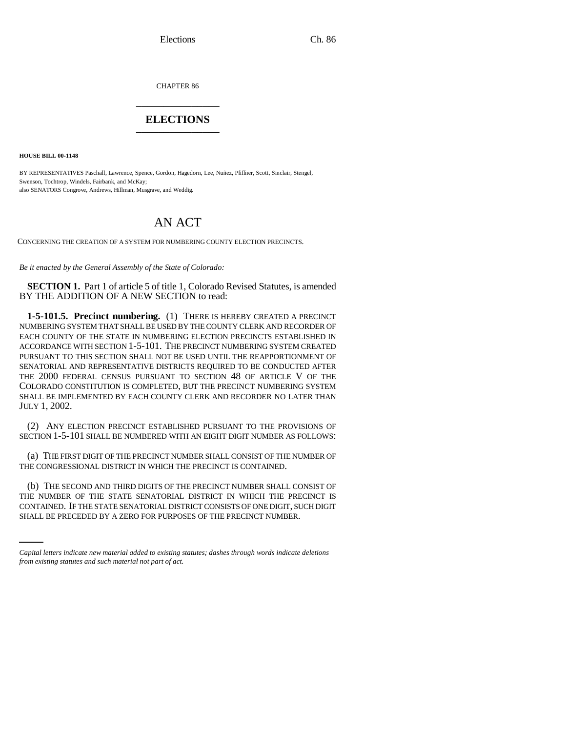CHAPTER 86

# ELECTIONS

**HOUSE BILL 00-1148**

BY REPRESENTATIVES Paschall, Lawrence, Spence, Gordon, Hagedorn, Lee, Nuñez, Pfiffner, Scott, Sinclair, Stengel, Swenson, Tochtrop, Windels, Fairbank, and McKay;
also SENATORS Congrove, Andrews, Hillman, Musgrave, and Weddig.

## AN ACT

CONCERNING THE CREATION OF A SYSTEM FOR NUMBERING COUNTY ELECTION PRECINCTS.

*Be it enacted by the General Assembly of the State of Colorado:*

**SECTION 1.** Part 1 of article 5 of title 1, Colorado Revised Statutes, is amended BY THE ADDITION OF A NEW SECTION to read:

**1-5-101.5. Precinct numbering.** (1) THERE IS HEREBY CREATED A PRECINCT NUMBERING SYSTEM THAT SHALL BE USED BY THE COUNTY CLERK AND RECORDER OF EACH COUNTY OF THE STATE IN NUMBERING ELECTION PRECINCTS ESTABLISHED IN ACCORDANCE WITH SECTION 1-5-101. THE PRECINCT NUMBERING SYSTEM CREATED PURSUANT TO THIS SECTION SHALL NOT BE USED UNTIL THE REAPPORTIONMENT OF SENATORIAL AND REPRESENTATIVE DISTRICTS REQUIRED TO BE CONDUCTED AFTER THE 2000 FEDERAL CENSUS PURSUANT TO SECTION 48 OF ARTICLE V OF THE COLORADO CONSTITUTION IS COMPLETED, BUT THE PRECINCT NUMBERING SYSTEM SHALL BE IMPLEMENTED BY EACH COUNTY CLERK AND RECORDER NO LATER THAN JULY 1, 2002.

(2) ANY ELECTION PRECINCT ESTABLISHED PURSUANT TO THE PROVISIONS OF SECTION 1-5-101 SHALL BE NUMBERED WITH AN EIGHT DIGIT NUMBER AS FOLLOWS:

(a) THE FIRST DIGIT OF THE PRECINCT NUMBER SHALL CONSIST OF THE NUMBER OF THE CONGRESSIONAL DISTRICT IN WHICH THE PRECINCT IS CONTAINED.

(b) THE SECOND AND THIRD DIGITS OF THE PRECINCT NUMBER SHALL CONSIST OF THE NUMBER OF THE STATE SENATORIAL DISTRICT IN WHICH THE PRECINCT IS CONTAINED. IF THE STATE SENATORIAL DISTRICT CONSISTS OF ONE DIGIT, SUCH DIGIT SHALL BE PRECEDED BY A ZERO FOR PURPOSES OF THE PRECINCT NUMBER.

*Capital letters indicate new material added to existing statutes; dashes through words indicate deletions from existing statutes and such material not part of act.*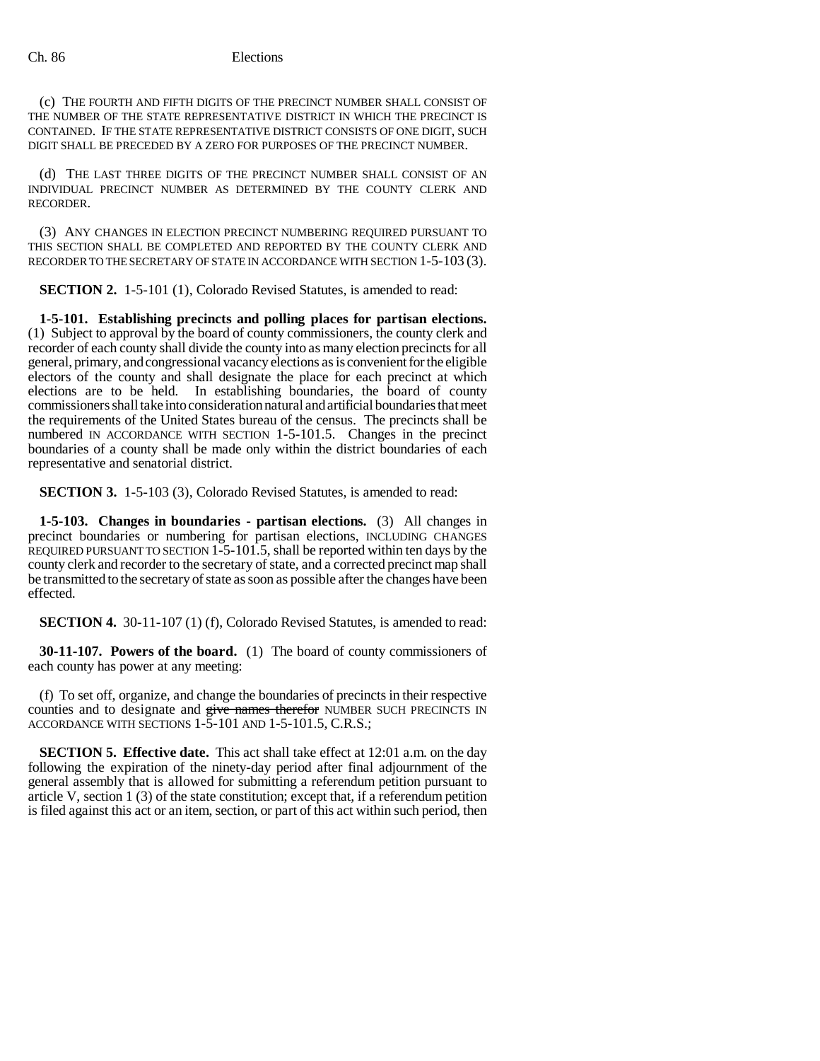(c) THE FOURTH AND FIFTH DIGITS OF THE PRECINCT NUMBER SHALL CONSIST OF THE NUMBER OF THE STATE REPRESENTATIVE DISTRICT IN WHICH THE PRECINCT IS CONTAINED. IF THE STATE REPRESENTATIVE DISTRICT CONSISTS OF ONE DIGIT, SUCH DIGIT SHALL BE PRECEDED BY A ZERO FOR PURPOSES OF THE PRECINCT NUMBER.

(d) THE LAST THREE DIGITS OF THE PRECINCT NUMBER SHALL CONSIST OF AN INDIVIDUAL PRECINCT NUMBER AS DETERMINED BY THE COUNTY CLERK AND RECORDER.

(3) ANY CHANGES IN ELECTION PRECINCT NUMBERING REQUIRED PURSUANT TO THIS SECTION SHALL BE COMPLETED AND REPORTED BY THE COUNTY CLERK AND RECORDER TO THE SECRETARY OF STATE IN ACCORDANCE WITH SECTION 1-5-103 (3).

**SECTION 2.** 1-5-101 (1), Colorado Revised Statutes, is amended to read:

**1-5-101. Establishing precincts and polling places for partisan elections.** (1) Subject to approval by the board of county commissioners, the county clerk and recorder of each county shall divide the county into as many election precincts for all general, primary, and congressional vacancy elections as is convenient for the eligible electors of the county and shall designate the place for each precinct at which elections are to be held. In establishing boundaries, the board of county commissioners shall take into consideration natural and artificial boundaries that meet the requirements of the United States bureau of the census. The precincts shall be numbered IN ACCORDANCE WITH SECTION 1-5-101.5. Changes in the precinct boundaries of a county shall be made only within the district boundaries of each representative and senatorial district.

**SECTION 3.** 1-5-103 (3), Colorado Revised Statutes, is amended to read:

**1-5-103. Changes in boundaries - partisan elections.** (3) All changes in precinct boundaries or numbering for partisan elections, INCLUDING CHANGES REQUIRED PURSUANT TO SECTION 1-5-101.5, shall be reported within ten days by the county clerk and recorder to the secretary of state, and a corrected precinct map shall be transmitted to the secretary of state as soon as possible after the changes have been effected.

**SECTION 4.** 30-11-107 (1) (f), Colorado Revised Statutes, is amended to read:

**30-11-107. Powers of the board.** (1) The board of county commissioners of each county has power at any meeting:

(f) To set off, organize, and change the boundaries of precincts in their respective counties and to designate and ~~give names therefor~~ NUMBER SUCH PRECINCTS IN ACCORDANCE WITH SECTIONS 1-5-101 AND 1-5-101.5, C.R.S.;

**SECTION 5. Effective date.** This act shall take effect at 12:01 a.m. on the day following the expiration of the ninety-day period after final adjournment of the general assembly that is allowed for submitting a referendum petition pursuant to article V, section 1 (3) of the state constitution; except that, if a referendum petition is filed against this act or an item, section, or part of this act within such period, then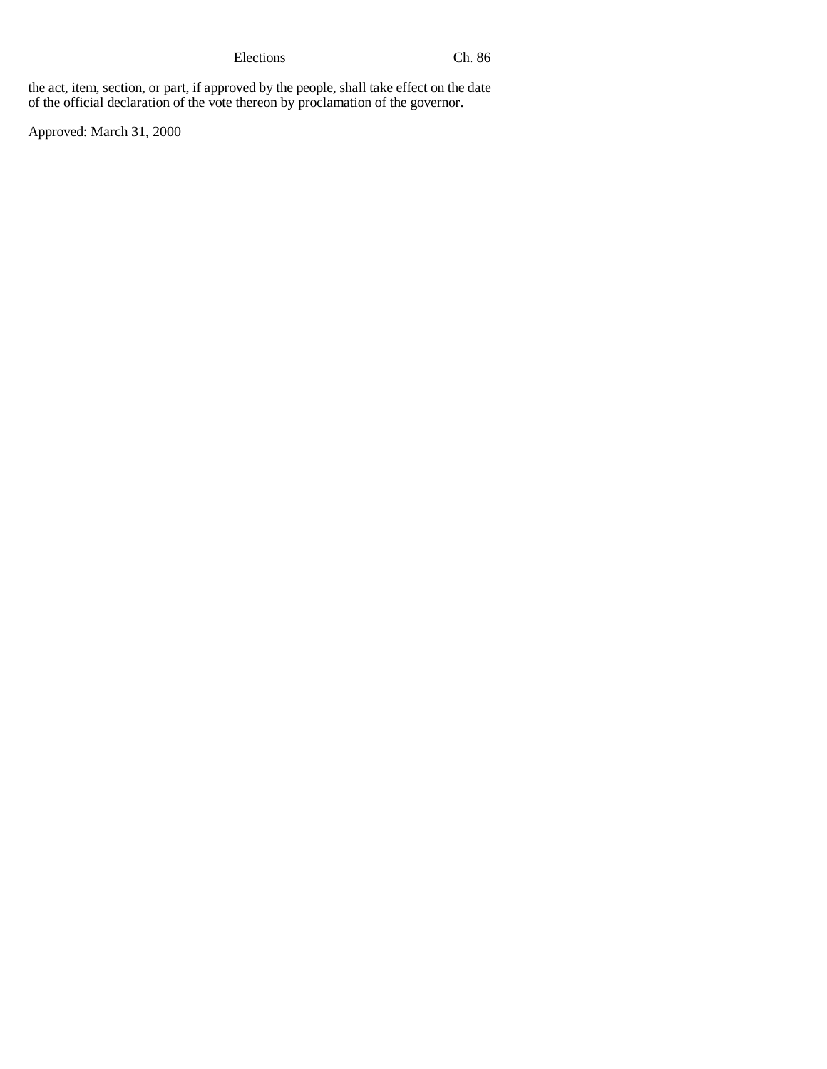the act, item, section, or part, if approved by the people, shall take effect on the date of the official declaration of the vote thereon by proclamation of the governor.

Approved: March 31, 2000